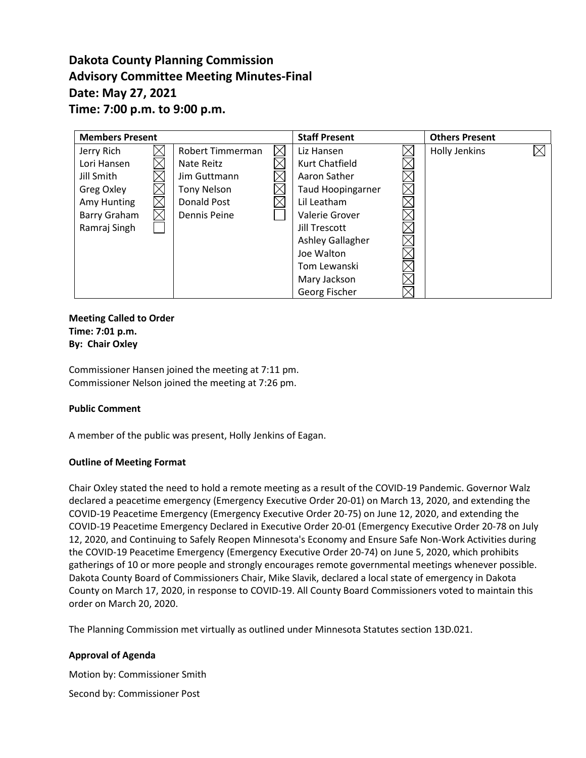# Dakota County Planning Commission
# Advisory Committee Meeting Minutes-Final
# Date: May 27, 2021
# Time: 7:00 p.m. to 9:00 p.m.

| Members Present | | | | Staff Present | | Others Present | |
|---|---|---|---|---|---|---|---|
| Jerry Rich | ☒ | Robert Timmerman | ☒ | Liz Hansen | ☒ | Holly Jenkins | ☒ |
| Lori Hansen | ☒ | Nate Reitz | ☒ | Kurt Chatfield | ☒ | | |
| Jill Smith | ☒ | Jim Guttmann | ☒ | Aaron Sather | ☒ | | |
| Greg Oxley | ☒ | Tony Nelson | ☒ | Taud Hoopingarner | ☒ | | |
| Amy Hunting | ☒ | Donald Post | ☒ | Lil Leatham | ☒ | | |
| Barry Graham | ☒ | Dennis Peine | ☐ | Valerie Grover | ☒ | | |
| Ramraj Singh | ☐ | | | Jill Trescott | ☒ | | |
| | | | | Ashley Gallagher | ☒ | | |
| | | | | Joe Walton | ☒ | | |
| | | | | Tom Lewanski | ☒ | | |
| | | | | Mary Jackson | ☒ | | |
| | | | | Georg Fischer | ☒ | | |

**Meeting Called to Order**
**Time: 7:01 p.m.**
**By: Chair Oxley**

Commissioner Hansen joined the meeting at 7:11 pm.
Commissioner Nelson joined the meeting at 7:26 pm.

**Public Comment**

A member of the public was present, Holly Jenkins of Eagan.

**Outline of Meeting Format**

Chair Oxley stated the need to hold a remote meeting as a result of the COVID-19 Pandemic. Governor Walz declared a peacetime emergency (Emergency Executive Order 20-01) on March 13, 2020, and extending the COVID-19 Peacetime Emergency (Emergency Executive Order 20-75) on June 12, 2020, and extending the COVID-19 Peacetime Emergency Declared in Executive Order 20-01 (Emergency Executive Order 20-78 on July 12, 2020, and Continuing to Safely Reopen Minnesota's Economy and Ensure Safe Non-Work Activities during the COVID-19 Peacetime Emergency (Emergency Executive Order 20-74) on June 5, 2020, which prohibits gatherings of 10 or more people and strongly encourages remote governmental meetings whenever possible. Dakota County Board of Commissioners Chair, Mike Slavik, declared a local state of emergency in Dakota County on March 17, 2020, in response to COVID-19. All County Board Commissioners voted to maintain this order on March 20, 2020.

The Planning Commission met virtually as outlined under Minnesota Statutes section 13D.021.

**Approval of Agenda**

Motion by: Commissioner Smith

Second by: Commissioner Post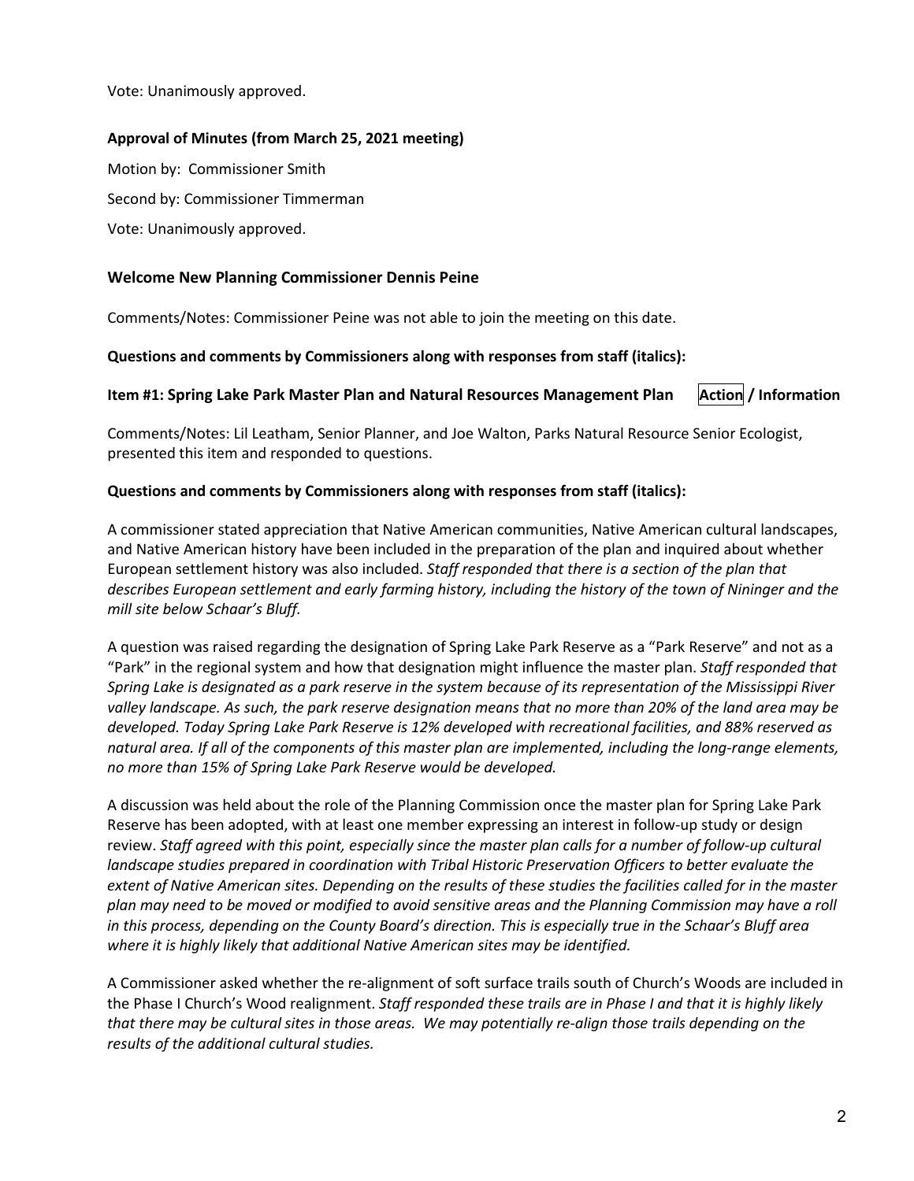Vote: Unanimously approved.

**Approval of Minutes (from March 25, 2021 meeting)**

Motion by: Commissioner Smith

Second by: Commissioner Timmerman

Vote: Unanimously approved.

**Welcome New Planning Commissioner Dennis Peine**

Comments/Notes: Commissioner Peine was not able to join the meeting on this date.

**Questions and comments by Commissioners along with responses from staff (italics):**

**Item #1: Spring Lake Park Master Plan and Natural Resources Management Plan    Action / Information**

Comments/Notes: Lil Leatham, Senior Planner, and Joe Walton, Parks Natural Resource Senior Ecologist, presented this item and responded to questions.

**Questions and comments by Commissioners along with responses from staff (italics):**

A commissioner stated appreciation that Native American communities, Native American cultural landscapes, and Native American history have been included in the preparation of the plan and inquired about whether European settlement history was also included. *Staff responded that there is a section of the plan that describes European settlement and early farming history, including the history of the town of Nininger and the mill site below Schaar's Bluff.*

A question was raised regarding the designation of Spring Lake Park Reserve as a "Park Reserve" and not as a "Park" in the regional system and how that designation might influence the master plan. *Staff responded that Spring Lake is designated as a park reserve in the system because of its representation of the Mississippi River valley landscape. As such, the park reserve designation means that no more than 20% of the land area may be developed. Today Spring Lake Park Reserve is 12% developed with recreational facilities, and 88% reserved as natural area. If all of the components of this master plan are implemented, including the long-range elements, no more than 15% of Spring Lake Park Reserve would be developed.*

A discussion was held about the role of the Planning Commission once the master plan for Spring Lake Park Reserve has been adopted, with at least one member expressing an interest in follow-up study or design review. *Staff agreed with this point, especially since the master plan calls for a number of follow-up cultural landscape studies prepared in coordination with Tribal Historic Preservation Officers to better evaluate the extent of Native American sites. Depending on the results of these studies the facilities called for in the master plan may need to be moved or modified to avoid sensitive areas and the Planning Commission may have a roll in this process, depending on the County Board's direction. This is especially true in the Schaar's Bluff area where it is highly likely that additional Native American sites may be identified.*

A Commissioner asked whether the re-alignment of soft surface trails south of Church's Woods are included in the Phase I Church's Wood realignment. *Staff responded these trails are in Phase I and that it is highly likely that there may be cultural sites in those areas. We may potentially re-align those trails depending on the results of the additional cultural studies.*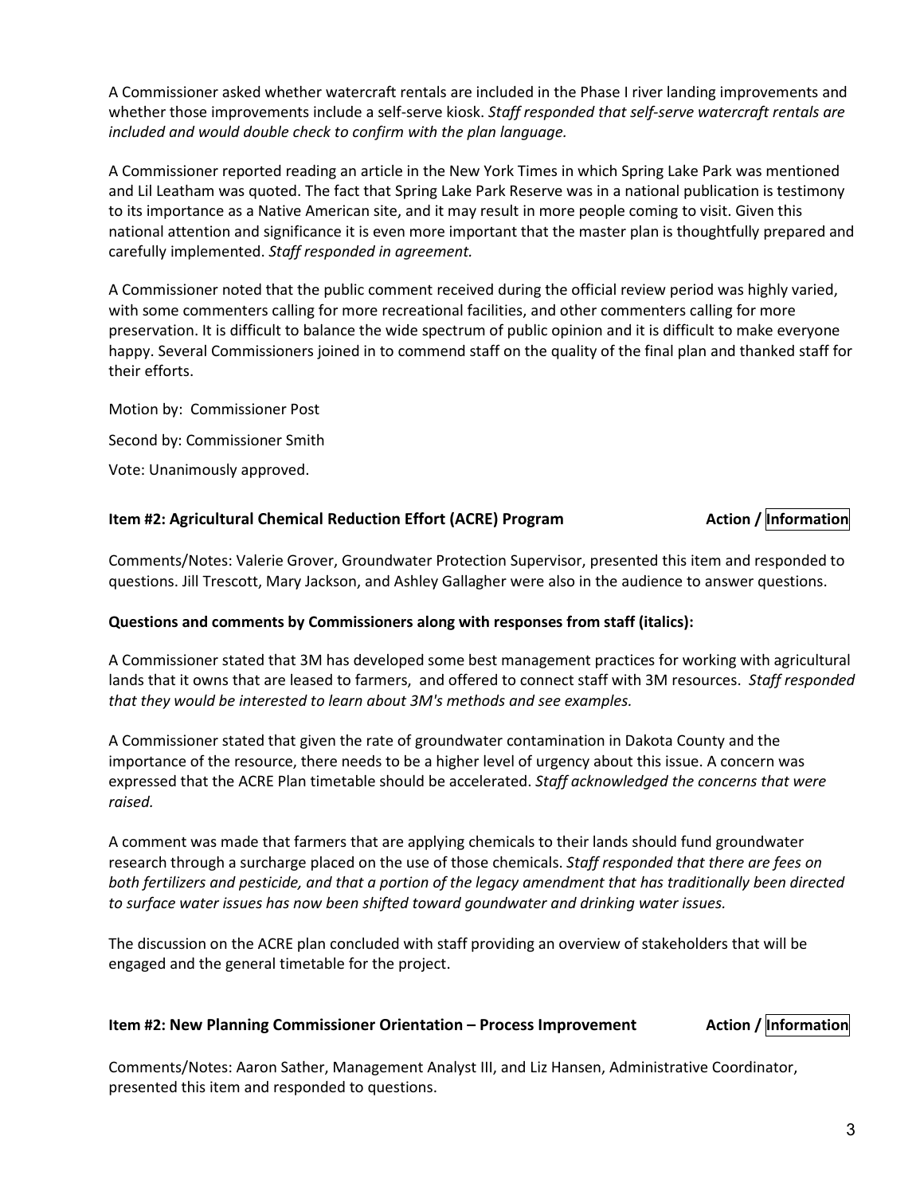A Commissioner asked whether watercraft rentals are included in the Phase I river landing improvements and whether those improvements include a self-serve kiosk. *Staff responded that self-serve watercraft rentals are included and would double check to confirm with the plan language.*

A Commissioner reported reading an article in the New York Times in which Spring Lake Park was mentioned and Lil Leatham was quoted. The fact that Spring Lake Park Reserve was in a national publication is testimony to its importance as a Native American site, and it may result in more people coming to visit. Given this national attention and significance it is even more important that the master plan is thoughtfully prepared and carefully implemented. *Staff responded in agreement.*

A Commissioner noted that the public comment received during the official review period was highly varied, with some commenters calling for more recreational facilities, and other commenters calling for more preservation. It is difficult to balance the wide spectrum of public opinion and it is difficult to make everyone happy. Several Commissioners joined in to commend staff on the quality of the final plan and thanked staff for their efforts.

Motion by: Commissioner Post

Second by: Commissioner Smith

Vote: Unanimously approved.

**Item #2: Agricultural Chemical Reduction Effort (ACRE) Program** **Action / Information**

Comments/Notes: Valerie Grover, Groundwater Protection Supervisor, presented this item and responded to questions. Jill Trescott, Mary Jackson, and Ashley Gallagher were also in the audience to answer questions.

**Questions and comments by Commissioners along with responses from staff (italics):**

A Commissioner stated that 3M has developed some best management practices for working with agricultural lands that it owns that are leased to farmers, and offered to connect staff with 3M resources. *Staff responded that they would be interested to learn about 3M's methods and see examples.*

A Commissioner stated that given the rate of groundwater contamination in Dakota County and the importance of the resource, there needs to be a higher level of urgency about this issue. A concern was expressed that the ACRE Plan timetable should be accelerated. *Staff acknowledged the concerns that were raised.*

A comment was made that farmers that are applying chemicals to their lands should fund groundwater research through a surcharge placed on the use of those chemicals. *Staff responded that there are fees on both fertilizers and pesticide, and that a portion of the legacy amendment that has traditionally been directed to surface water issues has now been shifted toward goundwater and drinking water issues.*

The discussion on the ACRE plan concluded with staff providing an overview of stakeholders that will be engaged and the general timetable for the project.

**Item #2: New Planning Commissioner Orientation – Process Improvement** **Action / Information**

Comments/Notes: Aaron Sather, Management Analyst III, and Liz Hansen, Administrative Coordinator, presented this item and responded to questions.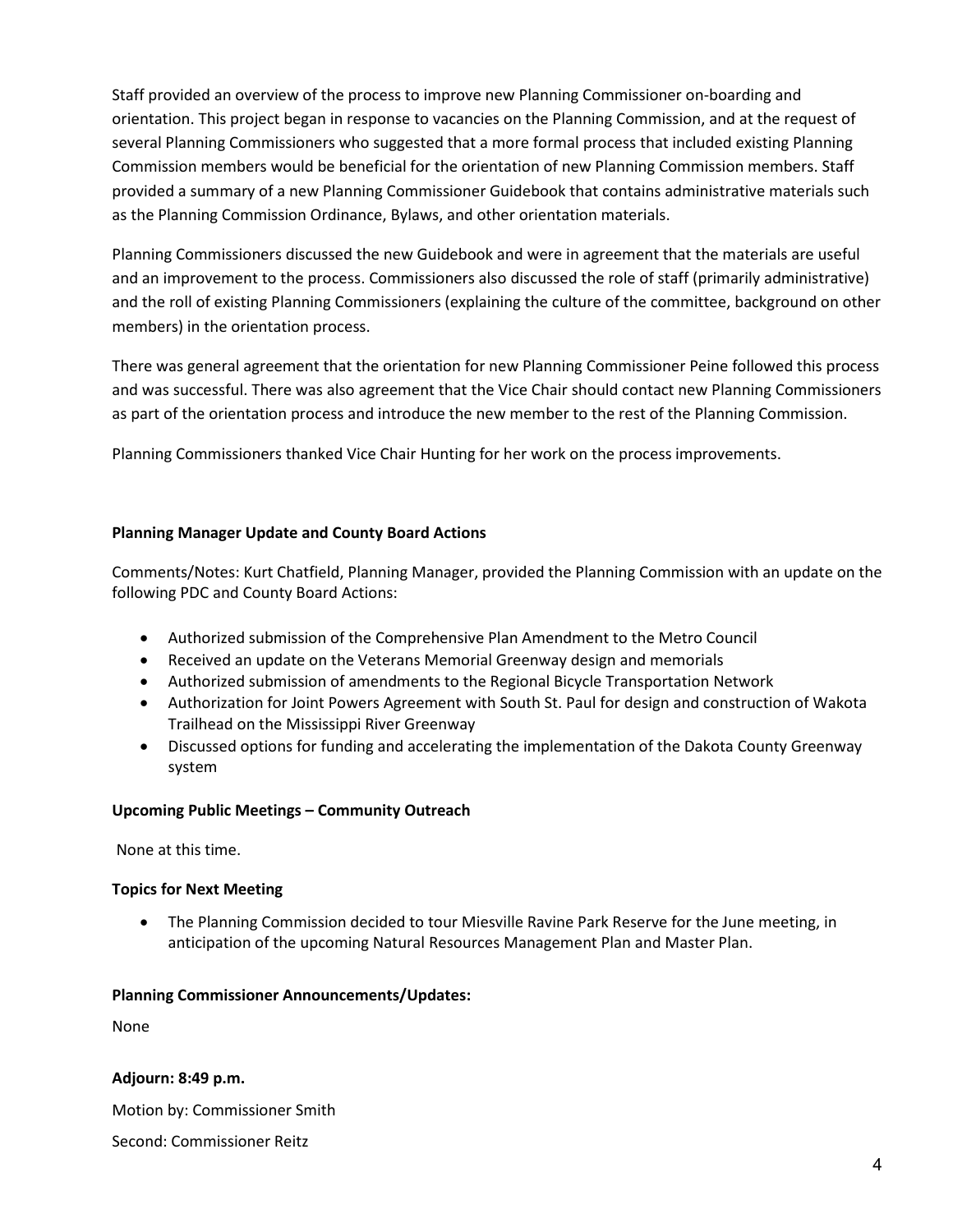Staff provided an overview of the process to improve new Planning Commissioner on-boarding and orientation. This project began in response to vacancies on the Planning Commission, and at the request of several Planning Commissioners who suggested that a more formal process that included existing Planning Commission members would be beneficial for the orientation of new Planning Commission members. Staff provided a summary of a new Planning Commissioner Guidebook that contains administrative materials such as the Planning Commission Ordinance, Bylaws, and other orientation materials.

Planning Commissioners discussed the new Guidebook and were in agreement that the materials are useful and an improvement to the process. Commissioners also discussed the role of staff (primarily administrative) and the roll of existing Planning Commissioners (explaining the culture of the committee, background on other members) in the orientation process.

There was general agreement that the orientation for new Planning Commissioner Peine followed this process and was successful. There was also agreement that the Vice Chair should contact new Planning Commissioners as part of the orientation process and introduce the new member to the rest of the Planning Commission.

Planning Commissioners thanked Vice Chair Hunting for her work on the process improvements.

**Planning Manager Update and County Board Actions**

Comments/Notes: Kurt Chatfield, Planning Manager, provided the Planning Commission with an update on the following PDC and County Board Actions:

- Authorized submission of the Comprehensive Plan Amendment to the Metro Council
- Received an update on the Veterans Memorial Greenway design and memorials
- Authorized submission of amendments to the Regional Bicycle Transportation Network
- Authorization for Joint Powers Agreement with South St. Paul for design and construction of Wakota Trailhead on the Mississippi River Greenway
- Discussed options for funding and accelerating the implementation of the Dakota County Greenway system

**Upcoming Public Meetings – Community Outreach**

None at this time.

**Topics for Next Meeting**

- The Planning Commission decided to tour Miesville Ravine Park Reserve for the June meeting, in anticipation of the upcoming Natural Resources Management Plan and Master Plan.

**Planning Commissioner Announcements/Updates:**

None

**Adjourn: 8:49 p.m.**

Motion by: Commissioner Smith

Second: Commissioner Reitz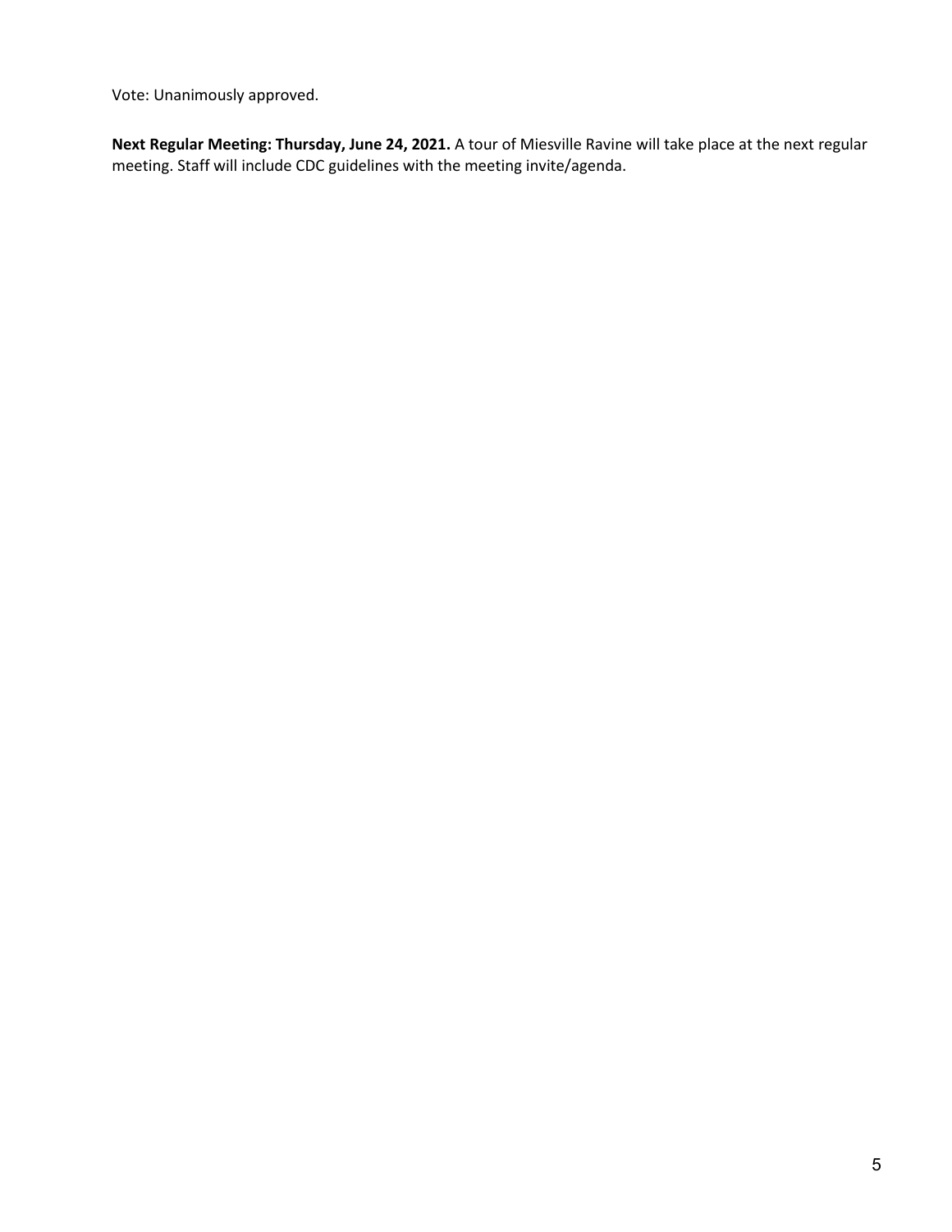Vote: Unanimously approved.

**Next Regular Meeting: Thursday, June 24, 2021.** A tour of Miesville Ravine will take place at the next regular meeting. Staff will include CDC guidelines with the meeting invite/agenda.